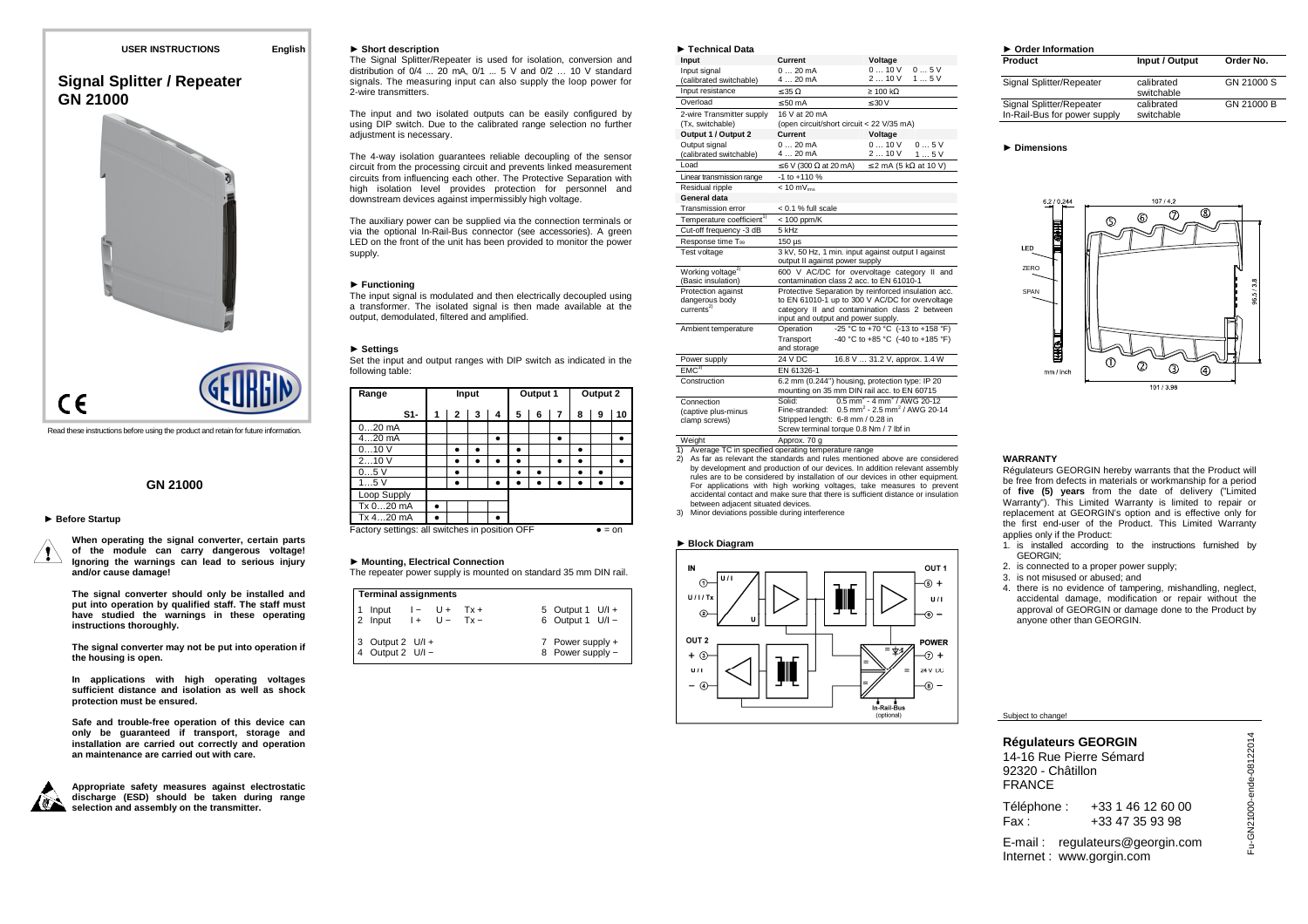**USER INSTRUCTIONS** **English**

# Signal Splitter / Repeater GN 21000

CE

GEORGIN

Read these instructions before using the product and retain for future information.

## GN 21000

### ► Before Startup

**When operating the signal converter, certain parts of the module can carry dangerous voltage! Ignoring the warnings can lead to serious injury and/or cause damage!**

**The signal converter should only be installed and put into operation by qualified staff. The staff must have studied the warnings in these operating instructions thoroughly.**

**The signal converter may not be put into operation if the housing is open.**

**In applications with high operating voltages sufficient distance and isolation as well as shock protection must be ensured.**

**Safe and trouble-free operation of this device can only be guaranteed if transport, storage and installation are carried out correctly and operation an maintenance are carried out with care.**

**Appropriate safety measures against electrostatic discharge (ESD) should be taken during range selection and assembly on the transmitter.**

### ► Short description

The Signal Splitter/Repeater is used for isolation, conversion and distribution of 0/4 ... 20 mA, 0/1 ... 5 V and 0/2 … 10 V standard signals. The measuring input can also supply the loop power for 2-wire transmitters.

The input and two isolated outputs can be easily configured by using DIP switch. Due to the calibrated range selection no further adjustment is necessary.

The 4-way isolation guarantees reliable decoupling of the sensor circuit from the processing circuit and prevents linked measurement circuits from influencing each other. The Protective Separation with high isolation level provides protection for personnel and downstream devices against impermissibly high voltage.

The auxiliary power can be supplied via the connection terminals or via the optional In-Rail-Bus connector (see accessories). A green LED on the front of the unit has been provided to monitor the power supply.

### ► Functioning

The input signal is modulated and then electrically decoupled using a transformer. The isolated signal is then made available at the output, demodulated, filtered and amplified.

### ► Settings

Set the input and output ranges with DIP switch as indicated in the following table:

| Range | Input | | | | Output 1 | | | Output 2 | | |
|---|---|---|---|---|---|---|---|---|---|---|
| S1- | 1 | 2 | 3 | 4 | 5 | 6 | 7 | 8 | 9 | 10 |
| 0…20 mA | | | | | | | | | | |
| 4…20 mA | | | | ● | | | ● | | | ● |
| 0…10 V | | ● | ● | | ● | | | ● | | |
| 2…10 V | | ● | ● | ● | ● | | ● | ● | | ● |
| 0…5 V | | ● | | | ● | ● | | ● | ● | |
| 1…5 V | | ● | | ● | ● | ● | ● | ● | ● | ● |
| Loop Supply | | | | | | | | | | |
| Tx 0…20 mA | ● | | | | | | | | | |
| Tx 4…20 mA | ● | | | ● | | | | | | |

Factory settings: all switches in position OFF ● = on

### ► Mounting, Electrical Connection

The repeater power supply is mounted on standard 35 mm DIN rail.

| Terminal assignments | |
|---|---|
| 1 Input I − U + Tx + | 5 Output 1 U/I + |
| 2 Input I + U − Tx − | 6 Output 1 U/I − |
| 3 Output 2 U/I + | 7 Power supply + |
| 4 Output 2 U/I − | 8 Power supply − |

### ► Technical Data

| Input | Current | Voltage |
|---|---|---|
| Input signal (calibrated switchable) | 0 … 20 mA<br>4 … 20 mA | 0 … 10 V 0 … 5 V<br>2 … 10 V 1 … 5 V |
| Input resistance | ≤ 35 Ω | ≥ 100 kΩ |
| Overload | ≤ 50 mA | ≤ 30 V |
| 2-wire Transmitter supply (Tx, switchable) | 16 V at 20 mA<br>(open circuit/short circuit < 22 V/35 mA) | |
| **Output 1 / Output 2** | **Current** | **Voltage** |
| Output signal (calibrated switchable) | 0 … 20 mA<br>4 … 20 mA | 0 … 10 V 0 … 5 V<br>2 … 10 V 1 … 5 V |
| Load | ≤ 6 V (300 Ω at 20 mA) | ≤ 2 mA (5 kΩ at 10 V) |
| Linear transmission range | -1 to +110 % | |
| Residual ripple | < 10 $mV_{rms}$ | |
| **General data** | | |
| Transmission error | < 0.1 % full scale | |
| Temperature coefficient[1] | < 100 ppm/K | |
| Cut-off frequency -3 dB | 5 kHz | |
| Response time $T_{90}$ | 150 µs | |
| Test voltage | 3 kV, 50 Hz, 1 min. input against output I against output II against power supply | |
| Working voltage[2] (Basic insulation) | 600 V AC/DC for overvoltage category II and contamination class 2 acc. to EN 61010-1 | |
| Protection against dangerous body currents[2] | Protective Separation by reinforced insulation acc. to EN 61010-1 up to 300 V AC/DC for overvoltage category II and contamination class 2 between input and output and power supply. | |
| Ambient temperature | Operation -25 °C to +70 °C (-13 to +158 °F)<br>Transport and storage -40 °C to +85 °C (-40 to +185 °F) | |
| Power supply | 24 V DC 16.8 V … 31.2 V, approx. 1.4 W | |
| EMC[3] | EN 61326-1 | |
| Construction | 6.2 mm (0.244") housing, protection type: IP 20 mounting on 35 mm DIN rail acc. to EN 60715 | |
| Connection (captive plus-minus clamp screws) | Solid: 0.5 mm² - 4 mm² / AWG 20-12<br>Fine-stranded: 0.5 mm² - 2.5 mm² / AWG 20-14<br>Stripped length: 6-8 mm / 0.28 in<br>Screw terminal torque 0.8 Nm / 7 lbf in | |
| Weight | Approx. 70 g | |

1) Average TC in specified operating temperature range
2) As far as relevant the standards and rules mentioned above are considered by development and production of our devices. In addition relevant assembly rules are to be considered by installation of our devices in other equipment. For applications with high working voltages, take measures to prevent accidental contact and make sure that there is sufficient distance or insulation between adjacent situated devices.
3) Minor deviations possible during interference

### ► Block Diagram

### ► Order Information

| Product | Input / Output | Order No. |
|---|---|---|
| Signal Splitter/Repeater | calibrated switchable | GN 21000 S |
| Signal Splitter/Repeater In-Rail-Bus for power supply | calibrated switchable | GN 21000 B |

### ► Dimensions

### WARRANTY

Régulateurs GEORGIN hereby warrants that the Product will be free from defects in materials or workmanship for a period of **five (5) years** from the date of delivery ("Limited Warranty"). This Limited Warranty is limited to repair or replacement at GEORGIN's option and is effective only for the first end-user of the Product. This Limited Warranty applies only if the Product:

1. is installed according to the instructions furnished by GEORGIN;
2. is connected to a proper power supply;
3. is not misused or abused; and
4. there is no evidence of tampering, mishandling, neglect, accidental damage, modification or repair without the approval of GEORGIN or damage done to the Product by anyone other than GEORGIN.

Subject to change!

**Régulateurs GEORGIN**
14-16 Rue Pierre Sémard
92320 - Châtillon
FRANCE

Téléphone : +33 1 46 12 60 00
Fax : +33 47 35 93 98

E-mail : regulateurs@georgin.com
Internet : www.gorgin.com

Fu-GN21000-ende-08122014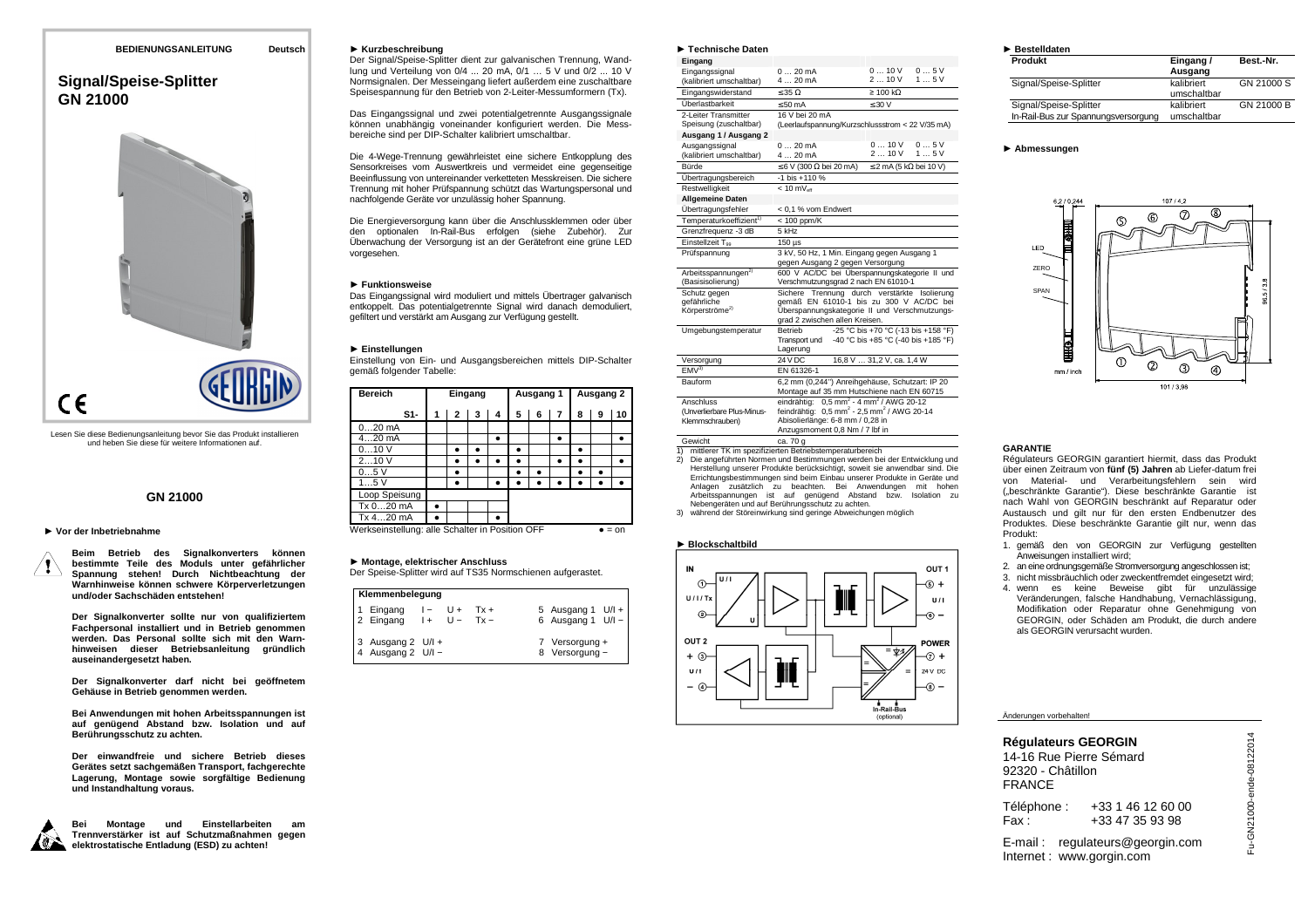BEDIENUNGSANLEITUNG Deutsch

# Signal/Speise-Splitter GN 21000

CE

Lesen Sie diese Bedienungsanleitung bevor Sie das Produkt installieren und heben Sie diese für weitere Informationen auf.

## GN 21000

### ► Vor der Inbetriebnahme

**Beim Betrieb des Signalkonverters können bestimmte Teile des Moduls unter gefährlicher Spannung stehen! Durch Nichtbeachtung der Warnhinweise können schwere Körperverletzungen und/oder Sachschäden entstehen!**

**Der Signalkonverter sollte nur von qualifiziertem Fachpersonal installiert und in Betrieb genommen werden. Das Personal sollte sich mit den Warnhinweisen dieser Betriebsanleitung gründlich auseinandergesetzt haben.**

**Der Signalkonverter darf nicht bei geöffnetem Gehäuse in Betrieb genommen werden.**

**Bei Anwendungen mit hohen Arbeitsspannungen ist auf genügend Abstand bzw. Isolation und auf Berührungsschutz zu achten.**

**Der einwandfreie und sichere Betrieb dieses Gerätes setzt sachgemäßen Transport, fachgerechte Lagerung, Montage sowie sorgfältige Bedienung und Instandhaltung voraus.**

**Bei Montage und Einstellarbeiten am Trennverstärker ist auf Schutzmaßnahmen gegen elektrostatische Entladung (ESD) zu achten!**

### ► Kurzbeschreibung

Der Signal/Speise-Splitter dient zur galvanischen Trennung, Wandlung und Verteilung von 0/4 ... 20 mA, 0/1 … 5 V und 0/2 ... 10 V Normsignalen. Der Messeingang liefert außerdem eine zuschaltbare Speisespannung für den Betrieb von 2-Leiter-Messumformern (Tx).

Das Eingangssignal und zwei potentialgetrennte Ausgangssignale können unabhängig voneinander konfiguriert werden. Die Messbereiche sind per DIP-Schalter kalibriert umschaltbar.

Die 4-Wege-Trennung gewährleistet eine sichere Entkopplung des Sensorkreises vom Auswertkreis und vermeidet eine gegenseitige Beeinflussung von untereinander verketteten Messkreisen. Die sichere Trennung mit hoher Prüfspannung schützt das Wartungspersonal und nachfolgende Geräte vor unzulässig hoher Spannung.

Die Energieversorgung kann über die Anschlussklemmen oder über den optionalen In-Rail-Bus erfolgen (siehe Zubehör). Zur Überwachung der Versorgung ist an der Gerätefront eine grüne LED vorgesehen.

### ► Funktionsweise

Das Eingangssignal wird moduliert und mittels Übertrager galvanisch entkoppelt. Das potentialgetrennte Signal wird danach demoduliert, gefiltert und verstärkt am Ausgang zur Verfügung gestellt.

### ► Einstellungen

Einstellung von Ein- und Ausgangsbereichen mittels DIP-Schalter gemäß folgender Tabelle:

| Bereich | Eingang | | | | Ausgang 1 | | | Ausgang 2 | | |
|---|---|---|---|---|---|---|---|---|---|---|
| S1- | 1 | 2 | 3 | 4 | 5 | 6 | 7 | 8 | 9 | 10 |
| 0…20 mA | | | | | | | | | | |
| 4…20 mA | | | | ● | | | ● | | | ● |
| 0…10 V | | ● | ● | | ● | | | ● | | |
| 2…10 V | | ● | ● | ● | ● | | ● | ● | | ● |
| 0…5 V | | ● | | | ● | ● | | ● | ● | |
| 1…5 V | | ● | | ● | ● | ● | ● | ● | ● | ● |
| Loop Speisung | | | | | | | | | | |
| Tx 0…20 mA | ● | | | | | | | | | |
| Tx 4…20 mA | ● | | | ● | | | | | | |

Werkseinstellung: alle Schalter in Position OFF ● = on

### ► Montage, elektrischer Anschluss

Der Speise-Splitter wird auf TS35 Normschienen aufgerastet.

| Klemmenbelegung | |
|---|---|
| 1 Eingang I− U+ Tx+ | 5 Ausgang 1 U/I + |
| 2 Eingang I+ U− Tx− | 6 Ausgang 1 U/I − |
| 3 Ausgang 2 U/I + | 7 Versorgung + |
| 4 Ausgang 2 U/I − | 8 Versorgung − |

### ► Technische Daten

| | | |
|---|---|---|
| **Eingang** | | |
| Eingangssignal (kalibriert umschaltbar) | 0 … 20 mA<br>4 … 20 mA | 0 … 10 V 0 … 5 V<br>2 … 10 V 1 … 5 V |
| Eingangswiderstand | ≤35 Ω | ≥ 100 kΩ |
| Überlastbarkeit | ≤50 mA | ≤30 V |
| 2-Leiter Transmitter Speisung (zuschaltbar) | 16 V bei 20 mA (Leerlaufspannung/Kurzschlussstrom < 22 V/35 mA) | |
| **Ausgang 1 / Ausgang 2** | | |
| Ausgangssignal (kalibriert umschaltbar) | 0 … 20 mA<br>4 … 20 mA | 0 … 10 V 0 … 5 V<br>2 … 10 V 1 … 5 V |
| Bürde | ≤6 V (300 Ω bei 20 mA) | ≤2 mA (5 kΩ bei 10 V) |
| Übertragungsbereich | -1 bis +110 % | |
| Restwelligkeit | < 10 $mV_{eff}$ | |
| **Allgemeine Daten** | | |
| Übertragungsfehler | < 0,1 % vom Endwert | |
| Temperaturkoeffizient[1] | < 100 ppm/K | |
| Grenzfrequenz -3 dB | 5 kHz | |
| Einstellzeit $T_{99}$ | 150 µs | |
| Prüfspannung | 3 kV, 50 Hz, 1 Min. Eingang gegen Ausgang 1 gegen Ausgang 2 gegen Versorgung | |
| Arbeitsspannungen[2] (Basisisolierung) | 600 V AC/DC bei Überspannungskategorie II und Verschmutzungsgrad 2 nach EN 61010-1 | |
| Schutz gegen gefährliche Körperströme[2] | Sichere Trennung durch verstärkte Isolierung gemäß EN 61010-1 bis zu 300 V AC/DC bei Überspannungskategorie II und Verschmutzungsgrad 2 zwischen allen Kreisen. | |
| Umgebungstemperatur | Betrieb -25 °C bis +70 °C (-13 bis +158 °F)<br>Transport und Lagerung -40 °C bis +85 °C (-40 bis +185 °F) | |
| Versorgung | 24 V DC 16,8 V … 31,2 V, ca. 1,4 W | |
| EMV[3] | EN 61326-1 | |
| Bauform | 6,2 mm (0,244'') Anreihgehäuse, Schutzart: IP 20<br>Montage auf 35 mm Hutschiene nach EN 60715 | |
| Anschluss (Unverlierbare Plus-Minus-Klemmschrauben) | eindrähtig: 0,5 $mm^2$ - 4 $mm^2$ / AWG 20-12<br>feindrähtig: 0,5 $mm^2$ - 2,5 $mm^2$ / AWG 20-14<br>Abisolierlänge: 6-8 mm / 0,28 in<br>Anzugsmoment 0,8 Nm / 7 lbf in | |
| Gewicht | ca. 70 g | |

1) mittlerer TK im spezifizierten Betriebstemperaturbereich
2) Die angeführten Normen und Bestimmungen werden bei der Entwicklung und Herstellung unserer Produkte berücksichtigt, soweit sie anwendbar sind. Die Errichtungsbestimmungen sind beim Einbau unserer Produkte in Geräte und Anlagen zusätzlich zu beachten. Bei Anwendungen mit hohen Arbeitsspannungen ist auf genügend Abstand bzw. Isolation zu Nebengeräten und auf Berührungsschutz zu achten.
3) während der Störeinwirkung sind geringe Abweichungen möglich

### ► Blockschaltbild

IN
① U / I
U / I / Tx
② U
OUT 1
⑤ +
U / I
⑥ −
OUT 2
+ ③
U / I
− ④
POWER
⑦ +
24 V DC
⑧ −
In-Rail-Bus (optional)

### ► Bestelldaten

| Produkt | Eingang / Ausgang | Best.-Nr. |
|---|---|---|
| Signal/Speise-Splitter | kalibriert umschaltbar | GN 21000 S |
| Signal/Speise-Splitter In-Rail-Bus zur Spannungsversorgung | kalibriert umschaltbar | GN 21000 B |

### ► Abmessungen

6,2 / 0,244
107 / 4,2
LED
ZERO
SPAN
96,5 / 3,8
mm / inch
101 / 3,98

### GARANTIE

Régulateurs GEORGIN garantiert hiermit, dass das Produkt über einen Zeitraum von **fünf (5) Jahren** ab Liefer-datum frei von Material- und Verarbeitungsfehlern sein wird („beschränkte Garantie"). Diese beschränkte Garantie ist nach Wahl von GEORGIN beschränkt auf Reparatur oder Austausch und gilt nur für den ersten Endbenutzer des Produktes. Diese beschränkte Garantie gilt nur, wenn das Produkt:

1. gemäß den von GEORGIN zur Verfügung gestellten Anweisungen installiert wird;
2. an eine ordnungsgemäße Stromversorgung angeschlossen ist;
3. nicht missbräuchlich oder zweckentfremdet eingesetzt wird;
4. wenn es keine Beweise gibt für unzulässige Veränderungen, falsche Handhabung, Vernachlässigung, Modifikation oder Reparatur ohne Genehmigung von GEORGIN, oder Schäden am Produkt, die durch andere als GEORGIN verursacht wurden.

Änderungen vorbehalten!

**Régulateurs GEORGIN**
14-16 Rue Pierre Sémard
92320 - Châtillon
FRANCE

Téléphone : +33 1 46 12 60 00
Fax : +33 47 35 93 98

E-mail : regulateurs@georgin.com
Internet : www.gorgin.com

Fu-GN21000-ende-08122014